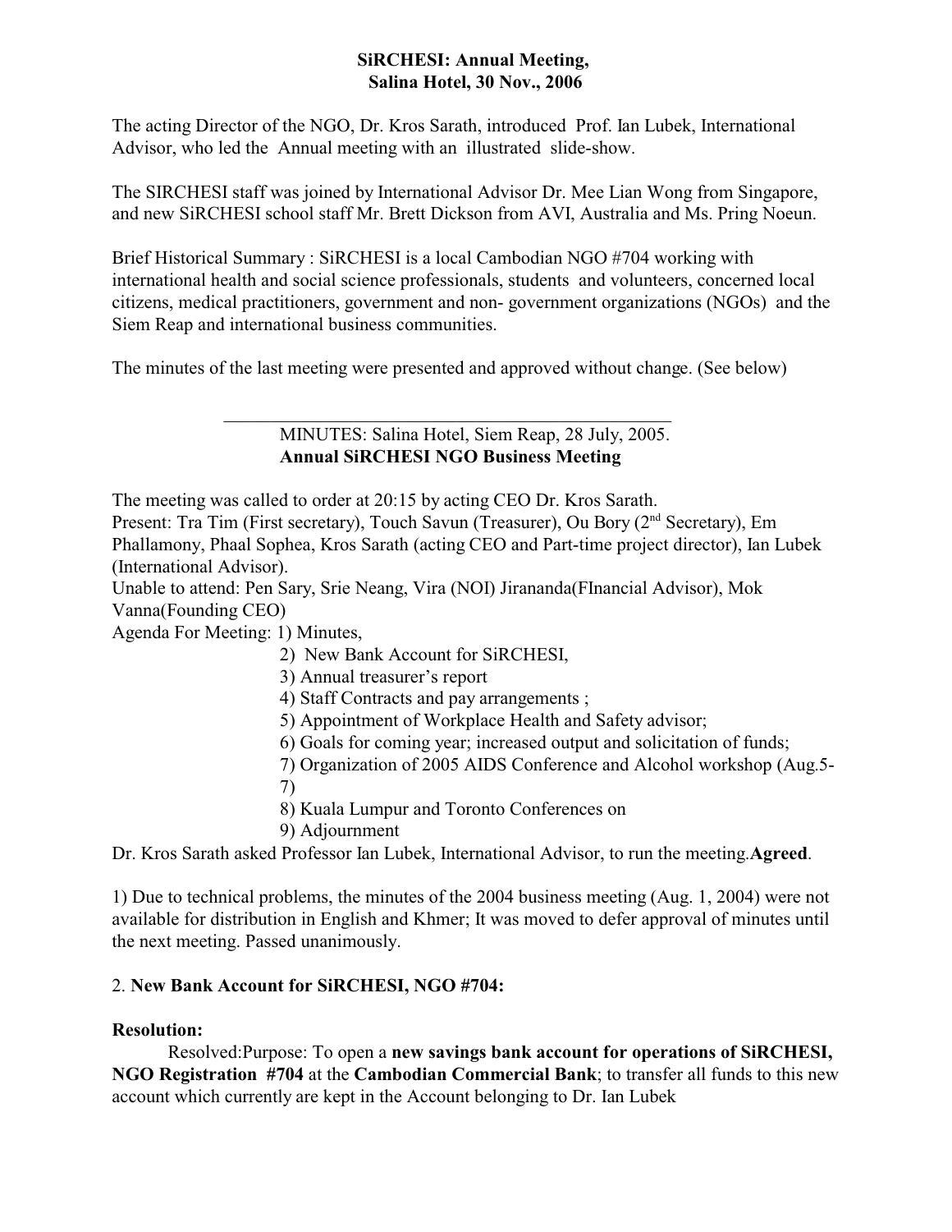**SiRCHESI: Annual Meeting,**
**Salina Hotel, 30 Nov., 2006**

The acting Director of the NGO, Dr. Kros Sarath, introduced Prof. Ian Lubek, International Advisor, who led the Annual meeting with an illustrated slide-show.

The SIRCHESI staff was joined by International Advisor Dr. Mee Lian Wong from Singapore, and new SiRCHESI school staff Mr. Brett Dickson from AVI, Australia and Ms. Pring Noeun.

Brief Historical Summary : SiRCHESI is a local Cambodian NGO #704 working with international health and social science professionals, students and volunteers, concerned local citizens, medical practitioners, government and non- government organizations (NGOs) and the Siem Reap and international business communities.

The minutes of the last meeting were presented and approved without change. (See below)

---

MINUTES: Salina Hotel, Siem Reap, 28 July, 2005.
**Annual SiRCHESI NGO Business Meeting**

The meeting was called to order at 20:15 by acting CEO Dr. Kros Sarath.
Present: Tra Tim (First secretary), Touch Savun (Treasurer), Ou Bory (2nd Secretary), Em Phallamony, Phaal Sophea, Kros Sarath (acting CEO and Part-time project director), Ian Lubek (International Advisor).
Unable to attend: Pen Sary, Srie Neang, Vira (NOI) Jirananda(FInancial Advisor), Mok Vanna(Founding CEO)
Agenda For Meeting: 1) Minutes,

2) New Bank Account for SiRCHESI,
3) Annual treasurer's report
4) Staff Contracts and pay arrangements ;
5) Appointment of Workplace Health and Safety advisor;
6) Goals for coming year; increased output and solicitation of funds;
7) Organization of 2005 AIDS Conference and Alcohol workshop (Aug.5-7)
8) Kuala Lumpur and Toronto Conferences on
9) Adjournment

Dr. Kros Sarath asked Professor Ian Lubek, International Advisor, to run the meeting.**Agreed**.

1) Due to technical problems, the minutes of the 2004 business meeting (Aug. 1, 2004) were not available for distribution in English and Khmer; It was moved to defer approval of minutes until the next meeting. Passed unanimously.

2. **New Bank Account for SiRCHESI, NGO #704:**

**Resolution:**

Resolved:Purpose: To open a **new savings bank account for operations of SiRCHESI, NGO Registration #704** at the **Cambodian Commercial Bank**; to transfer all funds to this new account which currently are kept in the Account belonging to Dr. Ian Lubek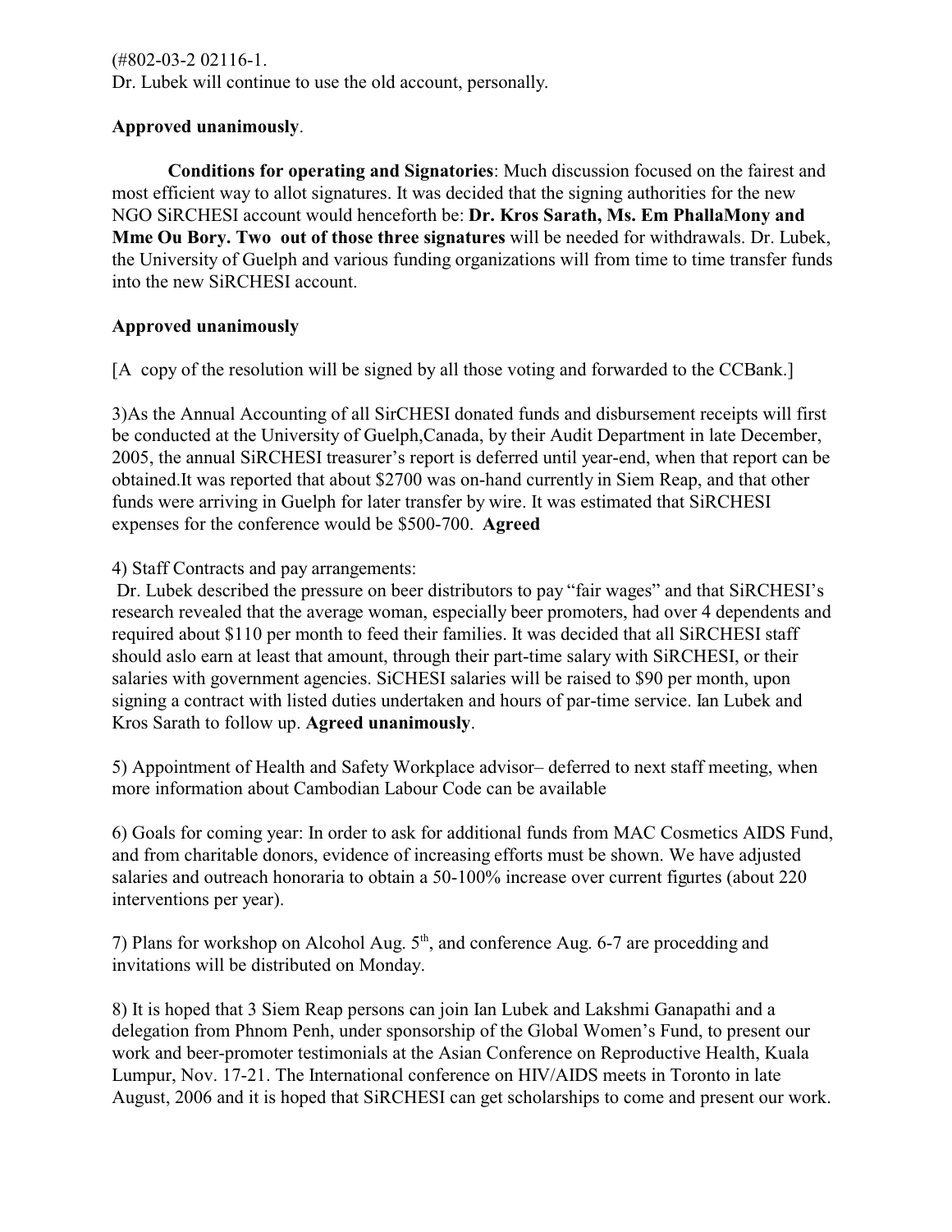(#802-03-2 02116-1.
Dr. Lubek will continue to use the old account, personally.

**Approved unanimously**.

**Conditions for operating and Signatories**: Much discussion focused on the fairest and most efficient way to allot signatures. It was decided that the signing authorities for the new NGO SiRCHESI account would henceforth be: **Dr. Kros Sarath, Ms. Em PhallaMony and Mme Ou Bory. Two out of those three signatures** will be needed for withdrawals. Dr. Lubek, the University of Guelph and various funding organizations will from time to time transfer funds into the new SiRCHESI account.

**Approved unanimously**

[A copy of the resolution will be signed by all those voting and forwarded to the CCBank.]

3)As the Annual Accounting of all SirCHESI donated funds and disbursement receipts will first be conducted at the University of Guelph,Canada, by their Audit Department in late December, 2005, the annual SiRCHESI treasurer's report is deferred until year-end, when that report can be obtained.It was reported that about $2700 was on-hand currently in Siem Reap, and that other funds were arriving in Guelph for later transfer by wire. It was estimated that SiRCHESI expenses for the conference would be $500-700. **Agreed**

4) Staff Contracts and pay arrangements:
Dr. Lubek described the pressure on beer distributors to pay "fair wages" and that SiRCHESI's research revealed that the average woman, especially beer promoters, had over 4 dependents and required about $110 per month to feed their families. It was decided that all SiRCHESI staff should aslo earn at least that amount, through their part-time salary with SiRCHESI, or their salaries with government agencies. SiCHESI salaries will be raised to $90 per month, upon signing a contract with listed duties undertaken and hours of par-time service. Ian Lubek and Kros Sarath to follow up. **Agreed unanimously**.

5) Appointment of Health and Safety Workplace advisor– deferred to next staff meeting, when more information about Cambodian Labour Code can be available

6) Goals for coming year: In order to ask for additional funds from MAC Cosmetics AIDS Fund, and from charitable donors, evidence of increasing efforts must be shown. We have adjusted salaries and outreach honoraria to obtain a 50-100% increase over current figurtes (about 220 interventions per year).

7) Plans for workshop on Alcohol Aug. 5th, and conference Aug. 6-7 are procedding and invitations will be distributed on Monday.

8) It is hoped that 3 Siem Reap persons can join Ian Lubek and Lakshmi Ganapathi and a delegation from Phnom Penh, under sponsorship of the Global Women's Fund, to present our work and beer-promoter testimonials at the Asian Conference on Reproductive Health, Kuala Lumpur, Nov. 17-21. The International conference on HIV/AIDS meets in Toronto in late August, 2006 and it is hoped that SiRCHESI can get scholarships to come and present our work.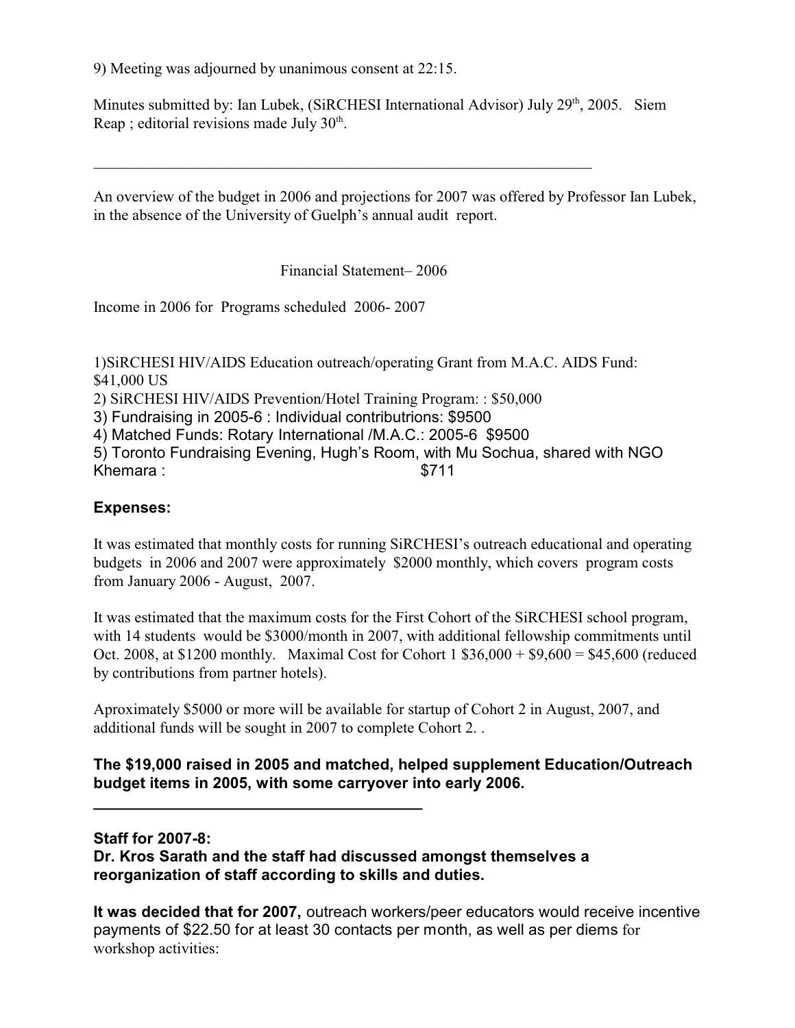9) Meeting was adjourned by unanimous consent at 22:15.

Minutes submitted by: Ian Lubek, (SiRCHESI International Advisor) July 29th, 2005. Siem Reap ; editorial revisions made July 30th.

---

An overview of the budget in 2006 and projections for 2007 was offered by Professor Ian Lubek, in the absence of the University of Guelph's annual audit report.

Financial Statement– 2006

Income in 2006 for Programs scheduled 2006- 2007

1)SiRCHESI HIV/AIDS Education outreach/operating Grant from M.A.C. AIDS Fund: $41,000 US
2) SiRCHESI HIV/AIDS Prevention/Hotel Training Program: : $50,000
3) Fundraising in 2005-6 : Individual contributrions: $9500
4) Matched Funds: Rotary International /M.A.C.: 2005-6 $9500
5) Toronto Fundraising Evening, Hugh's Room, with Mu Sochua, shared with NGO Khemara : $711

**Expenses:**

It was estimated that monthly costs for running SiRCHESI's outreach educational and operating budgets in 2006 and 2007 were approximately $2000 monthly, which covers program costs from January 2006 - August, 2007.

It was estimated that the maximum costs for the First Cohort of the SiRCHESI school program, with 14 students would be $3000/month in 2007, with additional fellowship commitments until Oct. 2008, at $1200 monthly. Maximal Cost for Cohort 1 $36,000 + $9,600 = $45,600 (reduced by contributions from partner hotels).

Aproximately $5000 or more will be available for startup of Cohort 2 in August, 2007, and additional funds will be sought in 2007 to complete Cohort 2. .

**The $19,000 raised in 2005 and matched, helped supplement Education/Outreach budget items in 2005, with some carryover into early 2006.**

---

**Staff for 2007-8:**
**Dr. Kros Sarath and the staff had discussed amongst themselves a reorganization of staff according to skills and duties.**

**It was decided that for 2007,** outreach workers/peer educators would receive incentive payments of $22.50 for at least 30 contacts per month, as well as per diems for workshop activities: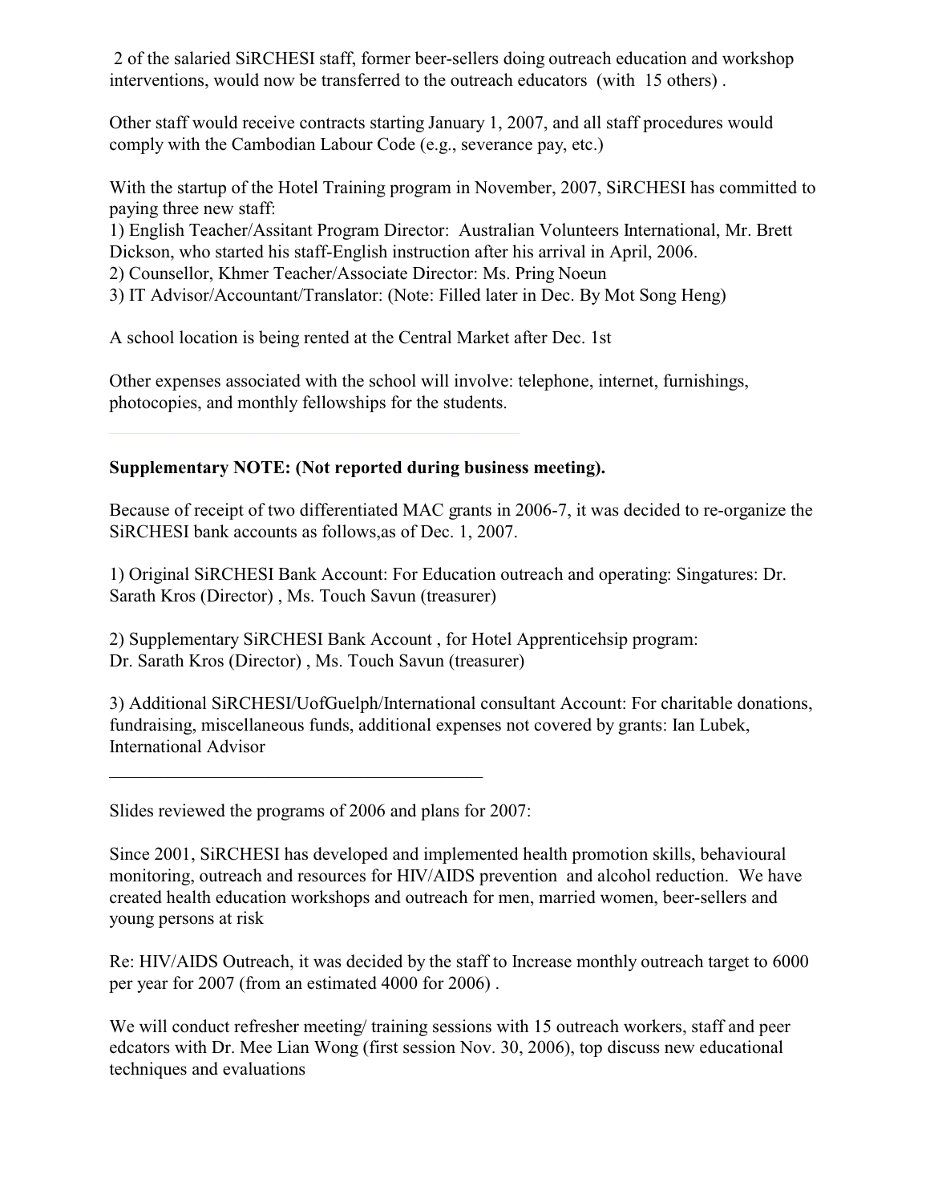2 of the salaried SiRCHESI staff, former beer-sellers doing outreach education and workshop interventions, would now be transferred to the outreach educators (with 15 others) .

Other staff would receive contracts starting January 1, 2007, and all staff procedures would comply with the Cambodian Labour Code (e.g., severance pay, etc.)

With the startup of the Hotel Training program in November, 2007, SiRCHESI has committed to paying three new staff:
1) English Teacher/Assitant Program Director: Australian Volunteers International, Mr. Brett Dickson, who started his staff-English instruction after his arrival in April, 2006.
2) Counsellor, Khmer Teacher/Associate Director: Ms. Pring Noeun
3) IT Advisor/Accountant/Translator: (Note: Filled later in Dec. By Mot Song Heng)

A school location is being rented at the Central Market after Dec. 1st

Other expenses associated with the school will involve: telephone, internet, furnishings, photocopies, and monthly fellowships for the students.

---

**Supplementary NOTE: (Not reported during business meeting).**

Because of receipt of two differentiated MAC grants in 2006-7, it was decided to re-organize the SiRCHESI bank accounts as follows,as of Dec. 1, 2007.

1) Original SiRCHESI Bank Account: For Education outreach and operating: Singatures: Dr. Sarath Kros (Director) , Ms. Touch Savun (treasurer)

2) Supplementary SiRCHESI Bank Account , for Hotel Apprenticehsip program: Dr. Sarath Kros (Director) , Ms. Touch Savun (treasurer)

3) Additional SiRCHESI/UofGuelph/International consultant Account: For charitable donations, fundraising, miscellaneous funds, additional expenses not covered by grants: Ian Lubek, International Advisor

---

Slides reviewed the programs of 2006 and plans for 2007:

Since 2001, SiRCHESI has developed and implemented health promotion skills, behavioural monitoring, outreach and resources for HIV/AIDS prevention and alcohol reduction. We have created health education workshops and outreach for men, married women, beer-sellers and young persons at risk

Re: HIV/AIDS Outreach, it was decided by the staff to Increase monthly outreach target to 6000 per year for 2007 (from an estimated 4000 for 2006) .

We will conduct refresher meeting/ training sessions with 15 outreach workers, staff and peer edcators with Dr. Mee Lian Wong (first session Nov. 30, 2006), top discuss new educational techniques and evaluations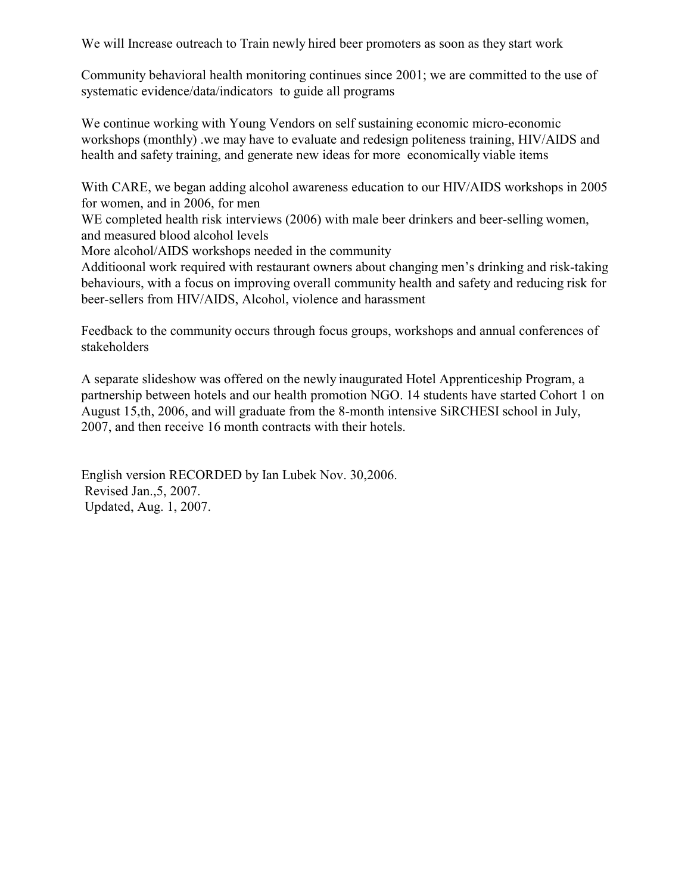We will Increase outreach to Train newly hired beer promoters as soon as they start work

Community behavioral health monitoring continues since 2001; we are committed to the use of systematic evidence/data/indicators to guide all programs

We continue working with Young Vendors on self sustaining economic micro-economic workshops (monthly) .we may have to evaluate and redesign politeness training, HIV/AIDS and health and safety training, and generate new ideas for more economically viable items

With CARE, we began adding alcohol awareness education to our HIV/AIDS workshops in 2005 for women, and in 2006, for men
WE completed health risk interviews (2006) with male beer drinkers and beer-selling women, and measured blood alcohol levels
More alcohol/AIDS workshops needed in the community
Additioonal work required with restaurant owners about changing men's drinking and risk-taking behaviours, with a focus on improving overall community health and safety and reducing risk for beer-sellers from HIV/AIDS, Alcohol, violence and harassment

Feedback to the community occurs through focus groups, workshops and annual conferences of stakeholders

A separate slideshow was offered on the newly inaugurated Hotel Apprenticeship Program, a partnership between hotels and our health promotion NGO. 14 students have started Cohort 1 on August 15,th, 2006, and will graduate from the 8-month intensive SiRCHESI school in July, 2007, and then receive 16 month contracts with their hotels.

English version RECORDED by Ian Lubek Nov. 30,2006.
Revised Jan.,5, 2007.
Updated, Aug. 1, 2007.